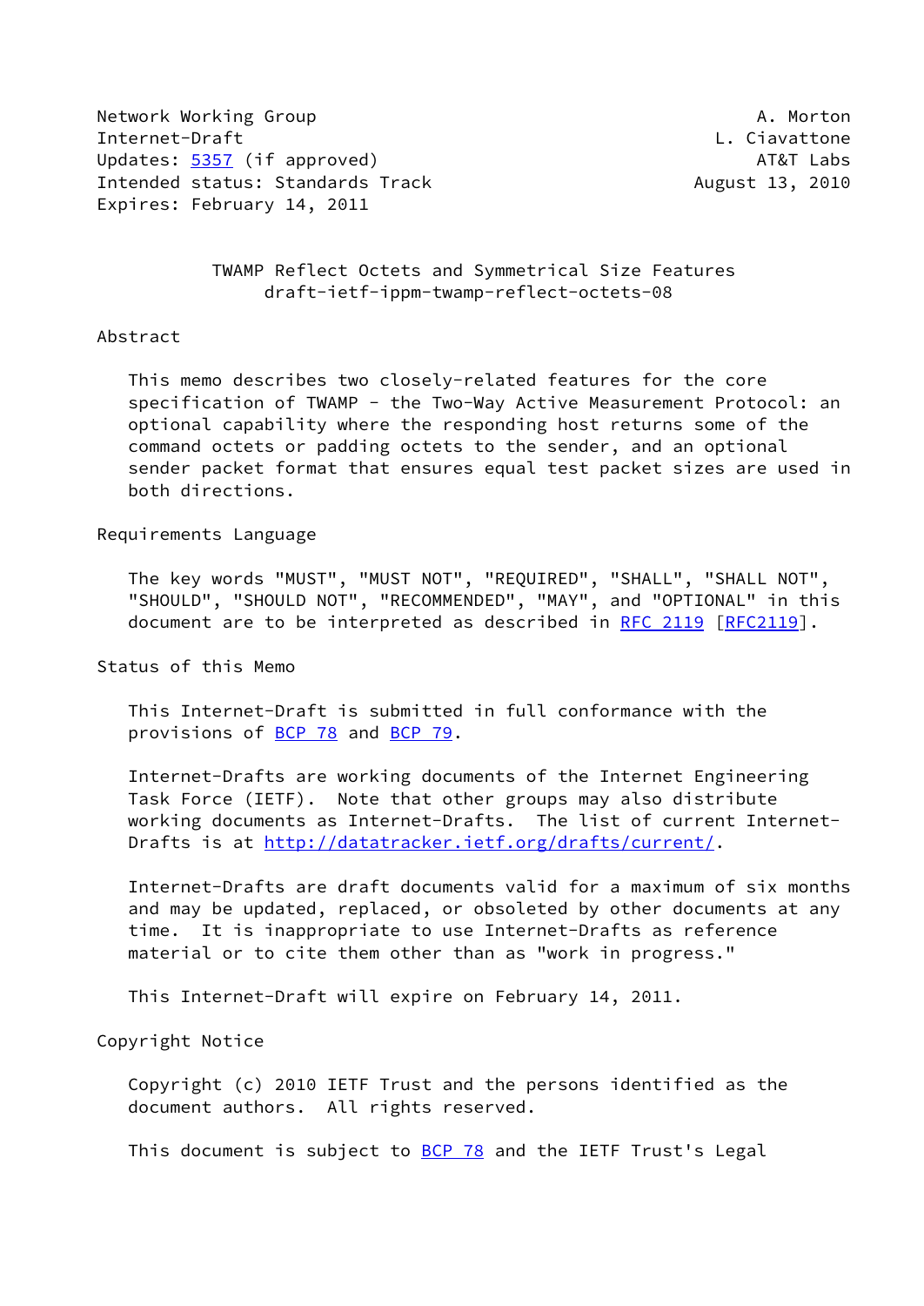Network Working Group A. Morton
Internet-Draft L. Ciavattone
Updates: 5357 (if approved) AT&T Labs
Intended status: Standards Track August 13, 2010
Expires: February 14, 2011

# TWAMP Reflect Octets and Symmetrical Size Features
draft-ietf-ippm-twamp-reflect-octets-08

## Abstract

This memo describes two closely-related features for the core specification of TWAMP - the Two-Way Active Measurement Protocol: an optional capability where the responding host returns some of the command octets or padding octets to the sender, and an optional sender packet format that ensures equal test packet sizes are used in both directions.

## Requirements Language

The key words "MUST", "MUST NOT", "REQUIRED", "SHALL", "SHALL NOT", "SHOULD", "SHOULD NOT", "RECOMMENDED", "MAY", and "OPTIONAL" in this document are to be interpreted as described in RFC 2119 [RFC2119].

## Status of this Memo

This Internet-Draft is submitted in full conformance with the provisions of BCP 78 and BCP 79.

Internet-Drafts are working documents of the Internet Engineering Task Force (IETF). Note that other groups may also distribute working documents as Internet-Drafts. The list of current Internet-Drafts is at http://datatracker.ietf.org/drafts/current/.

Internet-Drafts are draft documents valid for a maximum of six months and may be updated, replaced, or obsoleted by other documents at any time. It is inappropriate to use Internet-Drafts as reference material or to cite them other than as "work in progress."

This Internet-Draft will expire on February 14, 2011.

## Copyright Notice

Copyright (c) 2010 IETF Trust and the persons identified as the document authors. All rights reserved.

This document is subject to BCP 78 and the IETF Trust's Legal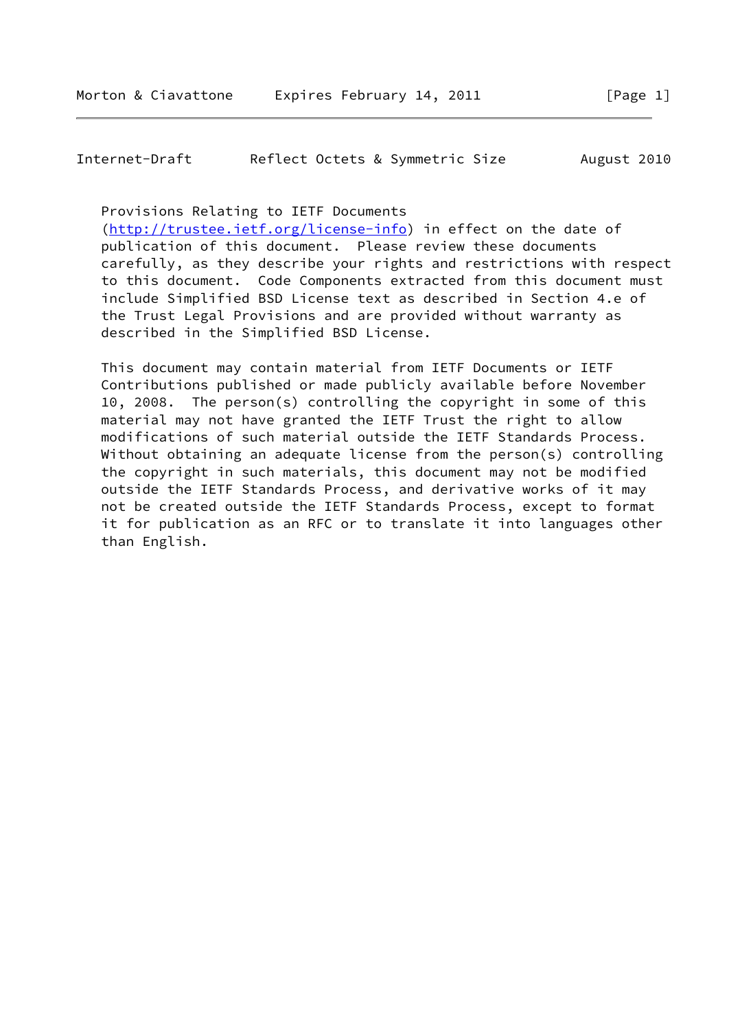Provisions Relating to IETF Documents
(http://trustee.ietf.org/license-info) in effect on the date of publication of this document. Please review these documents carefully, as they describe your rights and restrictions with respect to this document. Code Components extracted from this document must include Simplified BSD License text as described in Section 4.e of the Trust Legal Provisions and are provided without warranty as described in the Simplified BSD License.

This document may contain material from IETF Documents or IETF Contributions published or made publicly available before November 10, 2008. The person(s) controlling the copyright in some of this material may not have granted the IETF Trust the right to allow modifications of such material outside the IETF Standards Process. Without obtaining an adequate license from the person(s) controlling the copyright in such materials, this document may not be modified outside the IETF Standards Process, and derivative works of it may not be created outside the IETF Standards Process, except to format it for publication as an RFC or to translate it into languages other than English.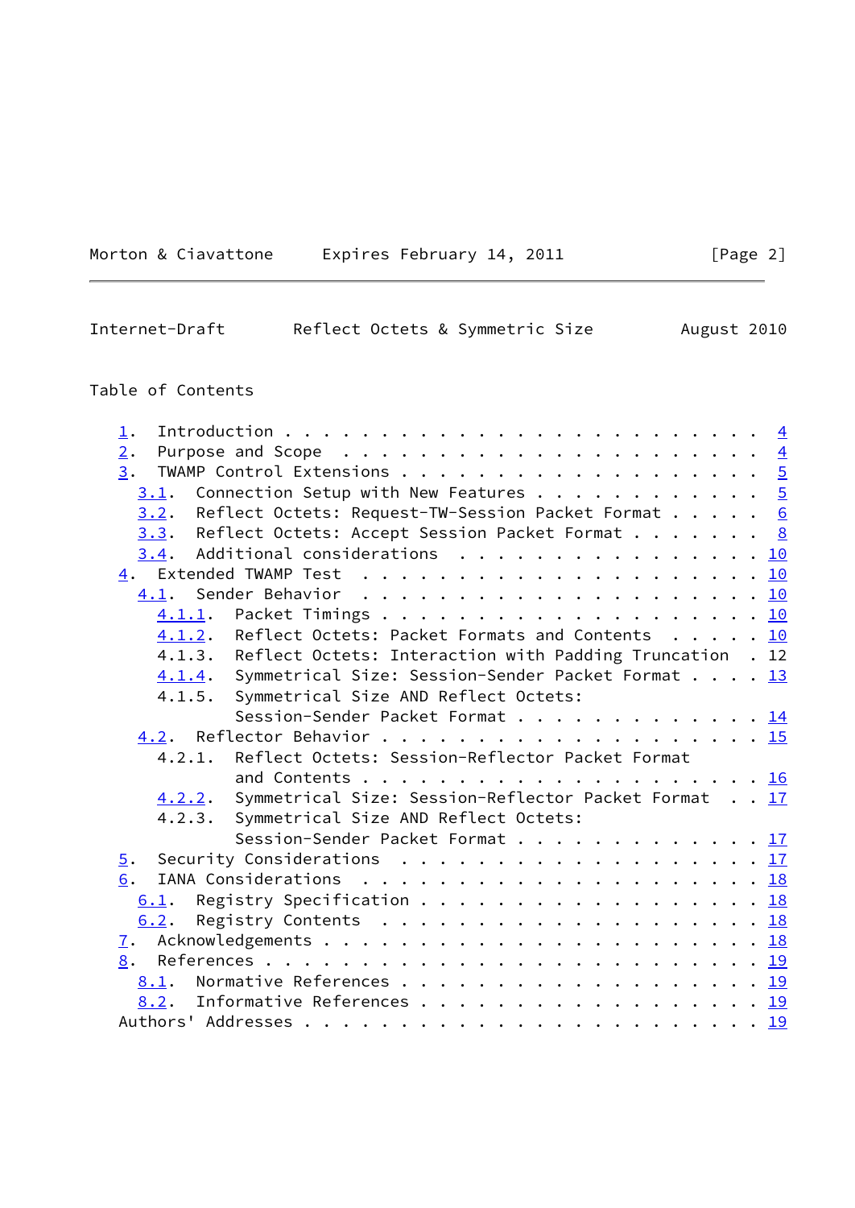Table of Contents

1. Introduction . . . . . . . . . . . . . . . . . . . . . . . . . 4
2. Purpose and Scope . . . . . . . . . . . . . . . . . . . . . . 4
3. TWAMP Control Extensions . . . . . . . . . . . . . . . . . . . 5
   3.1. Connection Setup with New Features . . . . . . . . . . . . 5
   3.2. Reflect Octets: Request-TW-Session Packet Format . . . . . 6
   3.3. Reflect Octets: Accept Session Packet Format . . . . . . . 8
   3.4. Additional considerations . . . . . . . . . . . . . . . . 10
4. Extended TWAMP Test . . . . . . . . . . . . . . . . . . . . . 10
   4.1. Sender Behavior . . . . . . . . . . . . . . . . . . . . . 10
      4.1.1. Packet Timings . . . . . . . . . . . . . . . . . . . 10
      4.1.2. Reflect Octets: Packet Formats and Contents . . . . . 10
      4.1.3. Reflect Octets: Interaction with Padding Truncation . 12
      4.1.4. Symmetrical Size: Session-Sender Packet Format . . . . 13
      4.1.5. Symmetrical Size AND Reflect Octets: Session-Sender Packet Format . . . . . . . . . . . . . 14
   4.2. Reflector Behavior . . . . . . . . . . . . . . . . . . . . 15
      4.2.1. Reflect Octets: Session-Reflector Packet Format and Contents . . . . . . . . . . . . . . . . . . . . 16
      4.2.2. Symmetrical Size: Session-Reflector Packet Format . . 17
      4.2.3. Symmetrical Size AND Reflect Octets: Session-Sender Packet Format . . . . . . . . . . . . . 17
5. Security Considerations . . . . . . . . . . . . . . . . . . . 17
6. IANA Considerations . . . . . . . . . . . . . . . . . . . . . 18
   6.1. Registry Specification . . . . . . . . . . . . . . . . . . 18
   6.2. Registry Contents . . . . . . . . . . . . . . . . . . . . 18
7. Acknowledgements . . . . . . . . . . . . . . . . . . . . . . . 18
8. References . . . . . . . . . . . . . . . . . . . . . . . . . . 19
   8.1. Normative References . . . . . . . . . . . . . . . . . . . 19
   8.2. Informative References . . . . . . . . . . . . . . . . . . 19
Authors' Addresses . . . . . . . . . . . . . . . . . . . . . . . . 19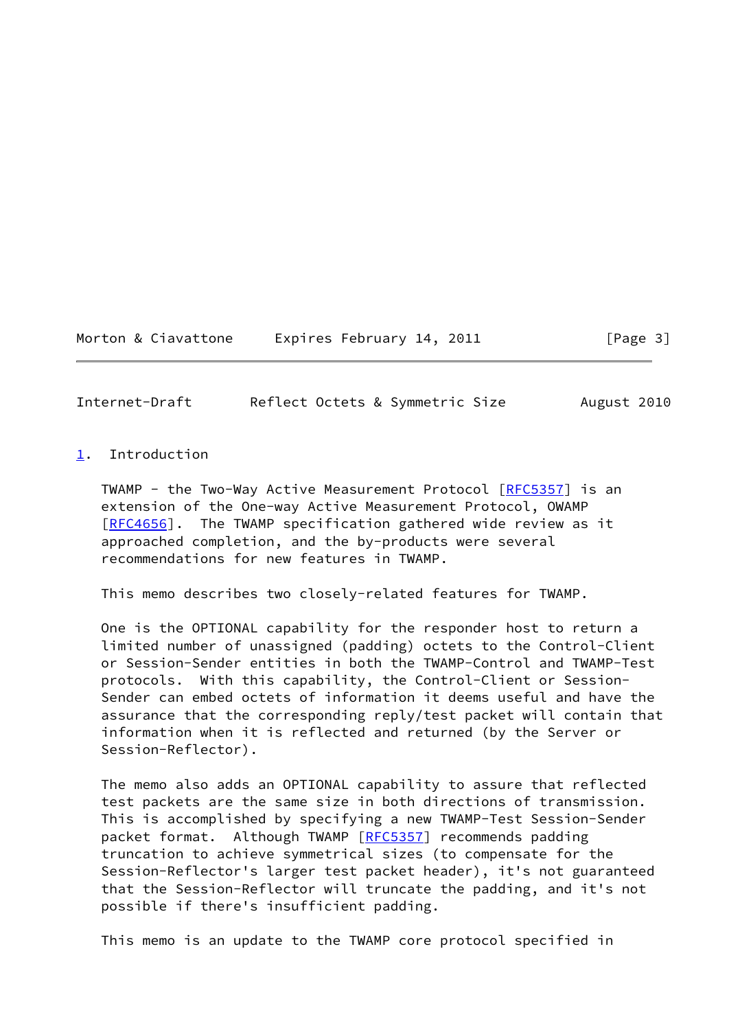## 1. Introduction

TWAMP - the Two-Way Active Measurement Protocol [RFC5357] is an extension of the One-way Active Measurement Protocol, OWAMP [RFC4656]. The TWAMP specification gathered wide review as it approached completion, and the by-products were several recommendations for new features in TWAMP.

This memo describes two closely-related features for TWAMP.

One is the OPTIONAL capability for the responder host to return a limited number of unassigned (padding) octets to the Control-Client or Session-Sender entities in both the TWAMP-Control and TWAMP-Test protocols. With this capability, the Control-Client or Session-Sender can embed octets of information it deems useful and have the assurance that the corresponding reply/test packet will contain that information when it is reflected and returned (by the Server or Session-Reflector).

The memo also adds an OPTIONAL capability to assure that reflected test packets are the same size in both directions of transmission. This is accomplished by specifying a new TWAMP-Test Session-Sender packet format. Although TWAMP [RFC5357] recommends padding truncation to achieve symmetrical sizes (to compensate for the Session-Reflector's larger test packet header), it's not guaranteed that the Session-Reflector will truncate the padding, and it's not possible if there's insufficient padding.

This memo is an update to the TWAMP core protocol specified in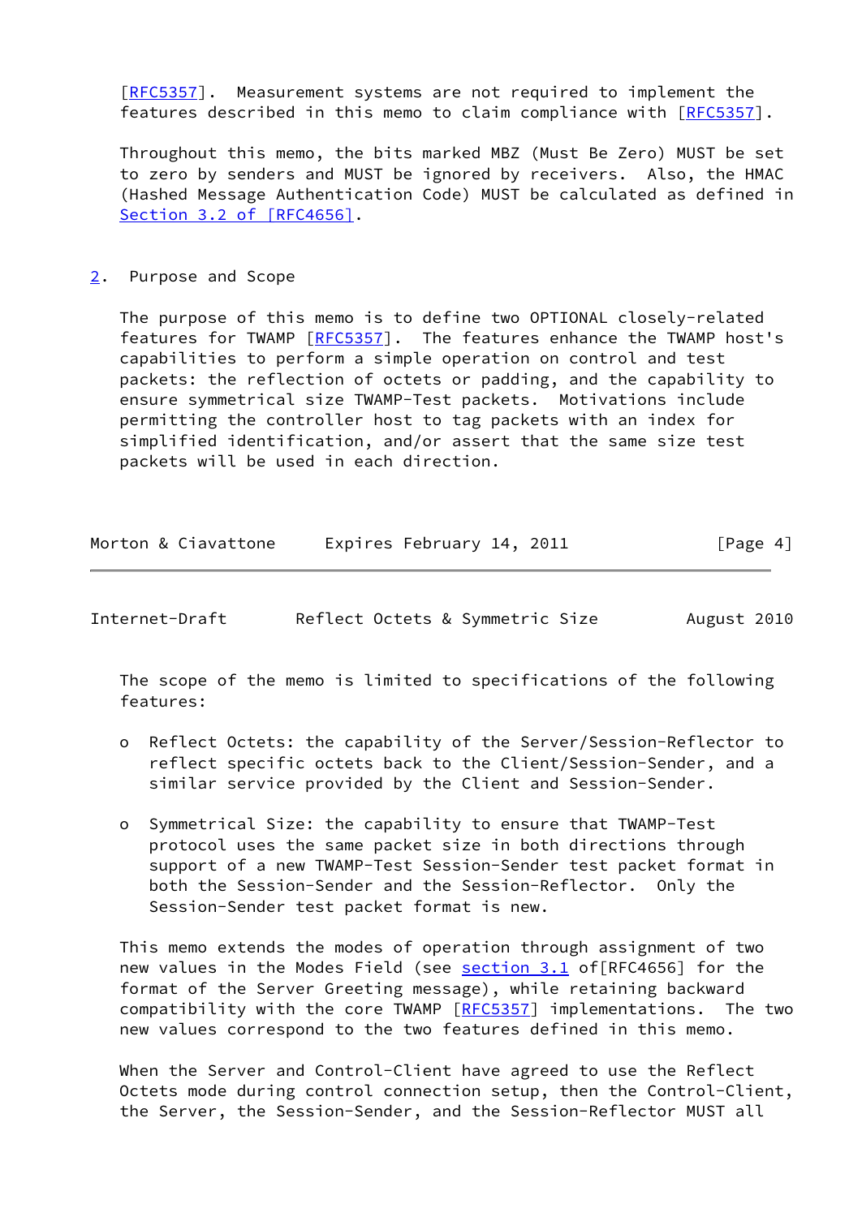[RFC5357]. Measurement systems are not required to implement the features described in this memo to claim compliance with [RFC5357].

Throughout this memo, the bits marked MBZ (Must Be Zero) MUST be set to zero by senders and MUST be ignored by receivers. Also, the HMAC (Hashed Message Authentication Code) MUST be calculated as defined in Section 3.2 of [RFC4656].

## 2. Purpose and Scope

The purpose of this memo is to define two OPTIONAL closely-related features for TWAMP [RFC5357]. The features enhance the TWAMP host's capabilities to perform a simple operation on control and test packets: the reflection of octets or padding, and the capability to ensure symmetrical size TWAMP-Test packets. Motivations include permitting the controller host to tag packets with an index for simplified identification, and/or assert that the same size test packets will be used in each direction.

The scope of the memo is limited to specifications of the following features:

- Reflect Octets: the capability of the Server/Session-Reflector to reflect specific octets back to the Client/Session-Sender, and a similar service provided by the Client and Session-Sender.
- Symmetrical Size: the capability to ensure that TWAMP-Test protocol uses the same packet size in both directions through support of a new TWAMP-Test Session-Sender test packet format in both the Session-Sender and the Session-Reflector. Only the Session-Sender test packet format is new.

This memo extends the modes of operation through assignment of two new values in the Modes Field (see section 3.1 of[RFC4656] for the format of the Server Greeting message), while retaining backward compatibility with the core TWAMP [RFC5357] implementations. The two new values correspond to the two features defined in this memo.

When the Server and Control-Client have agreed to use the Reflect Octets mode during control connection setup, then the Control-Client, the Server, the Session-Sender, and the Session-Reflector MUST all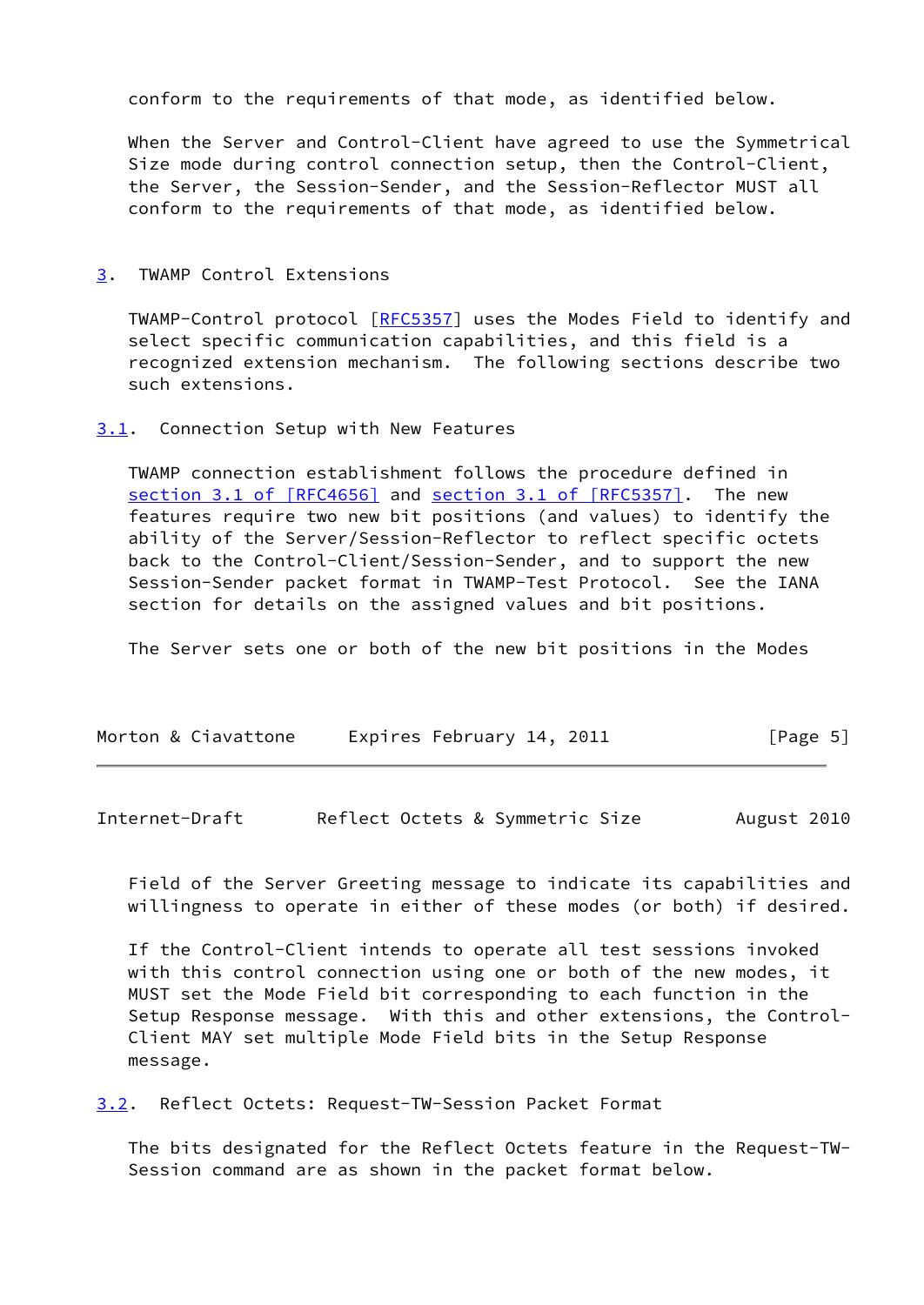conform to the requirements of that mode, as identified below.

When the Server and Control-Client have agreed to use the Symmetrical Size mode during control connection setup, then the Control-Client, the Server, the Session-Sender, and the Session-Reflector MUST all conform to the requirements of that mode, as identified below.

## 3. TWAMP Control Extensions

TWAMP-Control protocol [RFC5357] uses the Modes Field to identify and select specific communication capabilities, and this field is a recognized extension mechanism. The following sections describe two such extensions.

### 3.1. Connection Setup with New Features

TWAMP connection establishment follows the procedure defined in section 3.1 of [RFC4656] and section 3.1 of [RFC5357]. The new features require two new bit positions (and values) to identify the ability of the Server/Session-Reflector to reflect specific octets back to the Control-Client/Session-Sender, and to support the new Session-Sender packet format in TWAMP-Test Protocol. See the IANA section for details on the assigned values and bit positions.

The Server sets one or both of the new bit positions in the Modes Field of the Server Greeting message to indicate its capabilities and willingness to operate in either of these modes (or both) if desired.

If the Control-Client intends to operate all test sessions invoked with this control connection using one or both of the new modes, it MUST set the Mode Field bit corresponding to each function in the Setup Response message. With this and other extensions, the Control-Client MAY set multiple Mode Field bits in the Setup Response message.

### 3.2. Reflect Octets: Request-TW-Session Packet Format

The bits designated for the Reflect Octets feature in the Request-TW-Session command are as shown in the packet format below.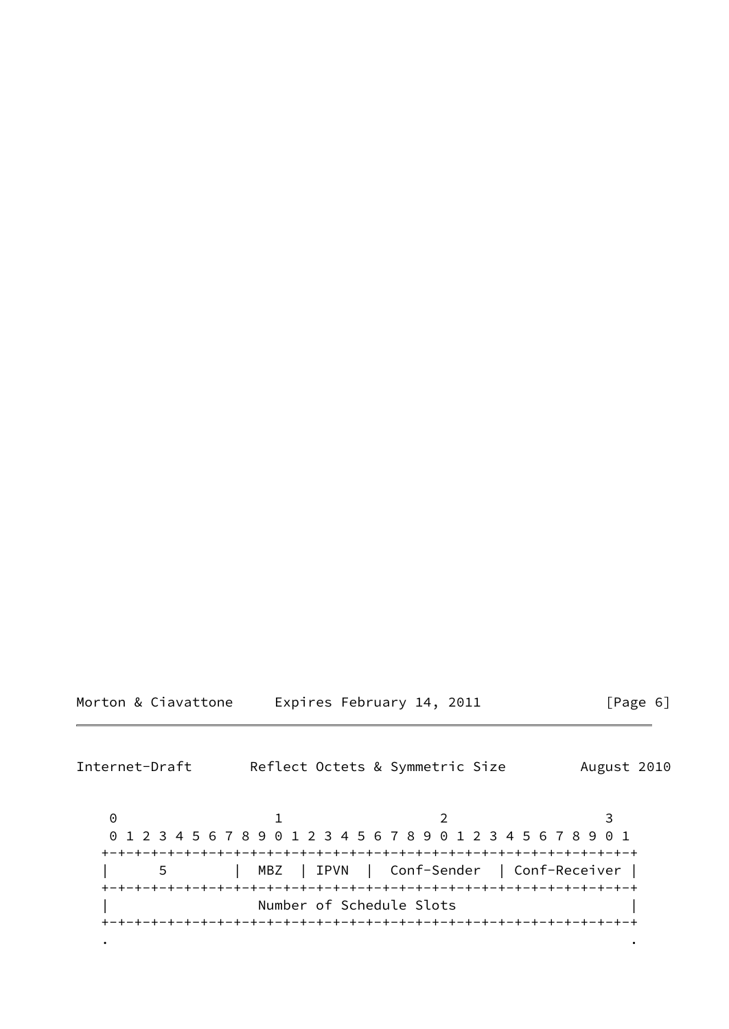```
    0                   1                   2                   3
    0 1 2 3 4 5 6 7 8 9 0 1 2 3 4 5 6 7 8 9 0 1 2 3 4 5 6 7 8 9 0 1
   +-+-+-+-+-+-+-+-+-+-+-+-+-+-+-+-+-+-+-+-+-+-+-+-+-+-+-+-+-+-+-+-+
   |      5        |  MBZ  | IPVN  |  Conf-Sender  | Conf-Receiver |
   +-+-+-+-+-+-+-+-+-+-+-+-+-+-+-+-+-+-+-+-+-+-+-+-+-+-+-+-+-+-+-+-+
   |                  Number of Schedule Slots                     |
   +-+-+-+-+-+-+-+-+-+-+-+-+-+-+-+-+-+-+-+-+-+-+-+-+-+-+-+-+-+-+-+-+
   .                                                               .
```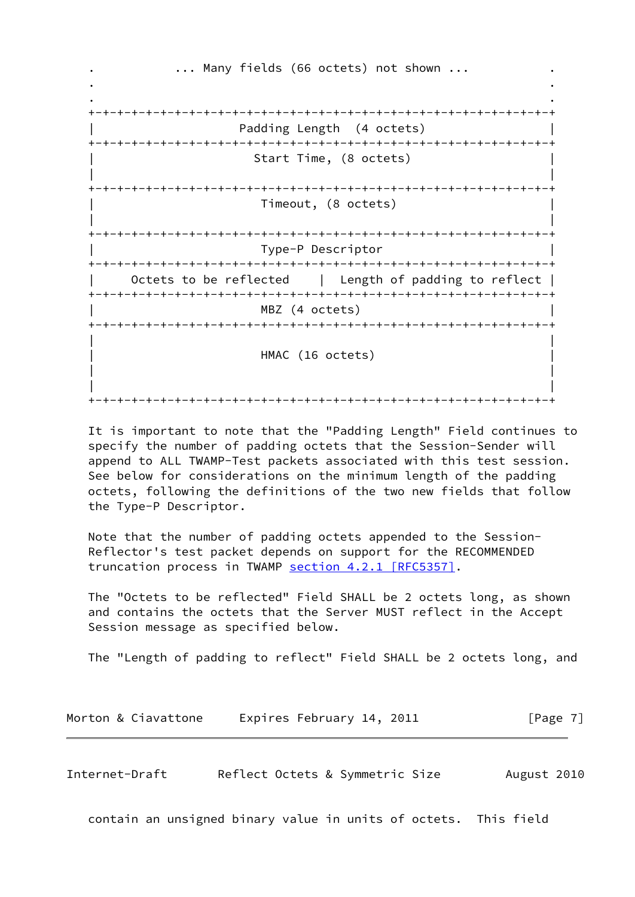```
.            ... Many fields (66 octets) not shown ...             .
.                                                                  .
.                                                                  .
+-+-+-+-+-+-+-+-+-+-+-+-+-+-+-+-+-+-+-+-+-+-+-+-+-+-+-+-+-+-+-+-+-+
|                    Padding Length  (4 octets)                    |
+-+-+-+-+-+-+-+-+-+-+-+-+-+-+-+-+-+-+-+-+-+-+-+-+-+-+-+-+-+-+-+-+-+
|                      Start Time, (8 octets)                      |
|                                                                  |
+-+-+-+-+-+-+-+-+-+-+-+-+-+-+-+-+-+-+-+-+-+-+-+-+-+-+-+-+-+-+-+-+-+
|                       Timeout, (8 octets)                        |
|                                                                  |
+-+-+-+-+-+-+-+-+-+-+-+-+-+-+-+-+-+-+-+-+-+-+-+-+-+-+-+-+-+-+-+-+-+
|                       Type-P Descriptor                          |
+-+-+-+-+-+-+-+-+-+-+-+-+-+-+-+-+-+-+-+-+-+-+-+-+-+-+-+-+-+-+-+-+-+
|     Octets to be reflected    |  Length of padding to reflect    |
+-+-+-+-+-+-+-+-+-+-+-+-+-+-+-+-+-+-+-+-+-+-+-+-+-+-+-+-+-+-+-+-+-+
|                       MBZ (4 octets)                             |
+-+-+-+-+-+-+-+-+-+-+-+-+-+-+-+-+-+-+-+-+-+-+-+-+-+-+-+-+-+-+-+-+-+
|                                                                  |
|                       HMAC (16 octets)                           |
|                                                                  |
|                                                                  |
+-+-+-+-+-+-+-+-+-+-+-+-+-+-+-+-+-+-+-+-+-+-+-+-+-+-+-+-+-+-+-+-+-+
```

It is important to note that the "Padding Length" Field continues to specify the number of padding octets that the Session-Sender will append to ALL TWAMP-Test packets associated with this test session. See below for considerations on the minimum length of the padding octets, following the definitions of the two new fields that follow the Type-P Descriptor.

Note that the number of padding octets appended to the Session-Reflector's test packet depends on support for the RECOMMENDED truncation process in TWAMP section 4.2.1 [RFC5357].

The "Octets to be reflected" Field SHALL be 2 octets long, as shown and contains the octets that the Server MUST reflect in the Accept Session message as specified below.

The "Length of padding to reflect" Field SHALL be 2 octets long, and contain an unsigned binary value in units of octets. This field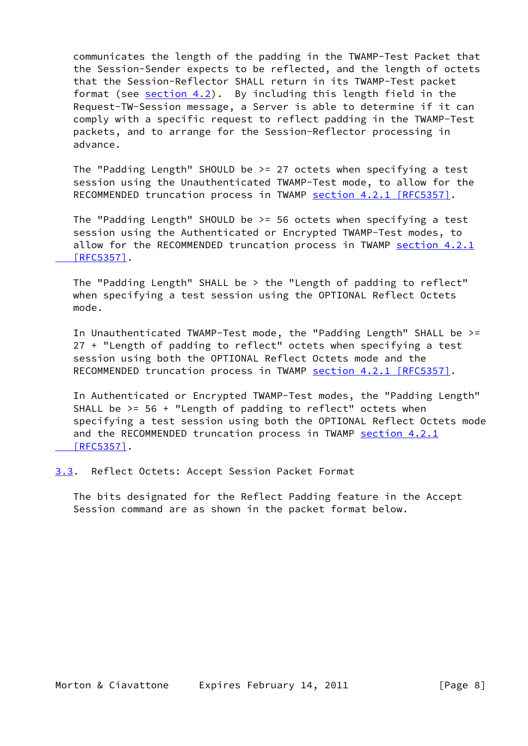communicates the length of the padding in the TWAMP-Test Packet that the Session-Sender expects to be reflected, and the length of octets that the Session-Reflector SHALL return in its TWAMP-Test packet format (see section 4.2). By including this length field in the Request-TW-Session message, a Server is able to determine if it can comply with a specific request to reflect padding in the TWAMP-Test packets, and to arrange for the Session-Reflector processing in advance.

The "Padding Length" SHOULD be >= 27 octets when specifying a test session using the Unauthenticated TWAMP-Test mode, to allow for the RECOMMENDED truncation process in TWAMP section 4.2.1 [RFC5357].

The "Padding Length" SHOULD be >= 56 octets when specifying a test session using the Authenticated or Encrypted TWAMP-Test modes, to allow for the RECOMMENDED truncation process in TWAMP section 4.2.1 [RFC5357].

The "Padding Length" SHALL be > the "Length of padding to reflect" when specifying a test session using the OPTIONAL Reflect Octets mode.

In Unauthenticated TWAMP-Test mode, the "Padding Length" SHALL be >= 27 + "Length of padding to reflect" octets when specifying a test session using both the OPTIONAL Reflect Octets mode and the RECOMMENDED truncation process in TWAMP section 4.2.1 [RFC5357].

In Authenticated or Encrypted TWAMP-Test modes, the "Padding Length" SHALL be >= 56 + "Length of padding to reflect" octets when specifying a test session using both the OPTIONAL Reflect Octets mode and the RECOMMENDED truncation process in TWAMP section 4.2.1 [RFC5357].

### 3.3. Reflect Octets: Accept Session Packet Format

The bits designated for the Reflect Padding feature in the Accept Session command are as shown in the packet format below.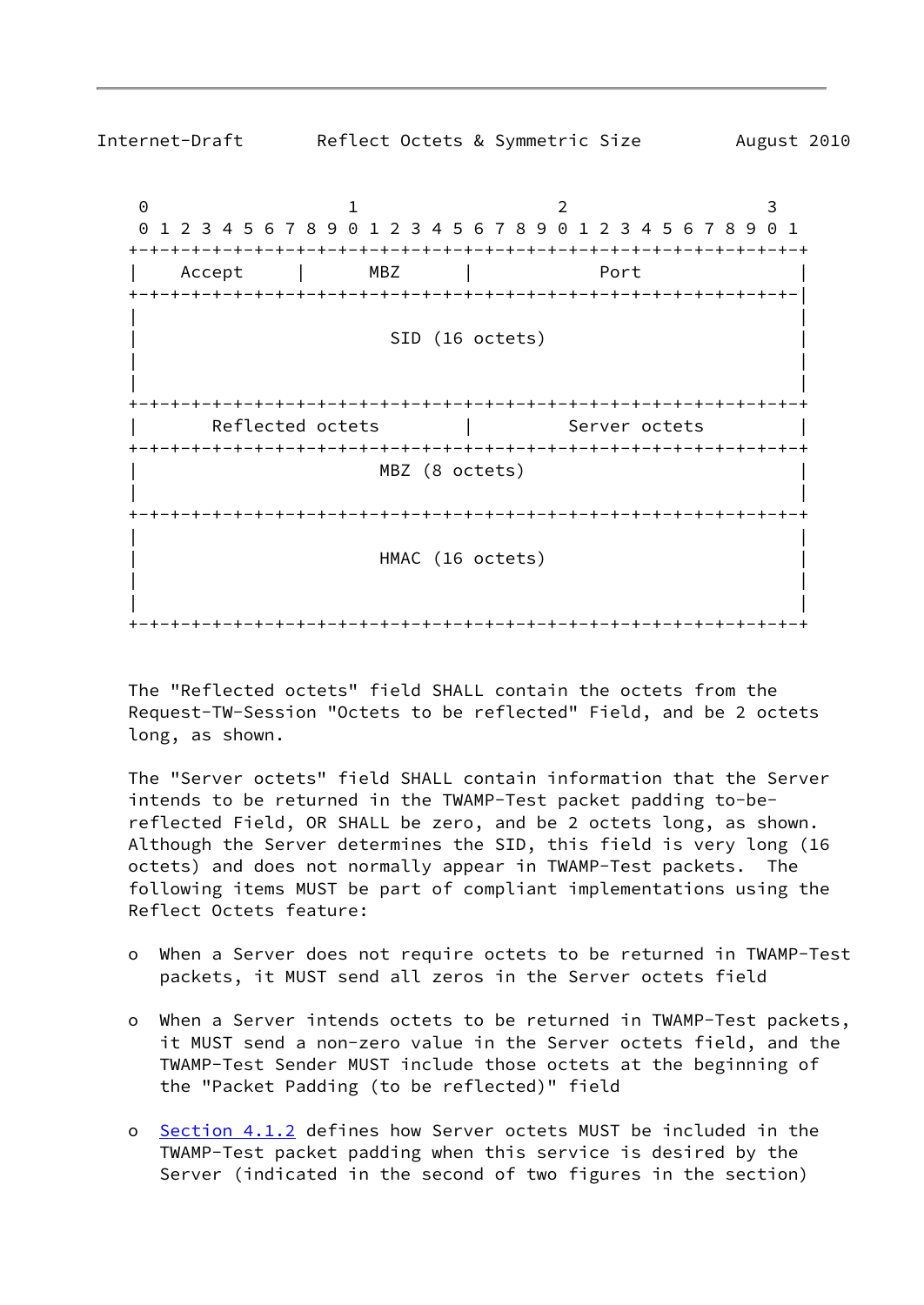```
     0                   1                   2                   3
     0 1 2 3 4 5 6 7 8 9 0 1 2 3 4 5 6 7 8 9 0 1 2 3 4 5 6 7 8 9 0 1
    +-+-+-+-+-+-+-+-+-+-+-+-+-+-+-+-+-+-+-+-+-+-+-+-+-+-+-+-+-+-+-+-+
    |    Accept     |      MBZ      |            Port               |
    +-+-+-+-+-+-+-+-+-+-+-+-+-+-+-+-+-+-+-+-+-+-+-+-+-+-+-+-+-+-+-+-|
    |                                                               |
    |                        SID (16 octets)                        |
    |                                                               |
    |                                                               |
    +-+-+-+-+-+-+-+-+-+-+-+-+-+-+-+-+-+-+-+-+-+-+-+-+-+-+-+-+-+-+-+-+
    |       Reflected octets        |         Server octets         |
    +-+-+-+-+-+-+-+-+-+-+-+-+-+-+-+-+-+-+-+-+-+-+-+-+-+-+-+-+-+-+-+-+
    |                       MBZ (8 octets)                          |
    |                                                               |
    +-+-+-+-+-+-+-+-+-+-+-+-+-+-+-+-+-+-+-+-+-+-+-+-+-+-+-+-+-+-+-+-+
    |                                                               |
    |                       HMAC (16 octets)                        |
    |                                                               |
    |                                                               |
    +-+-+-+-+-+-+-+-+-+-+-+-+-+-+-+-+-+-+-+-+-+-+-+-+-+-+-+-+-+-+-+-+
```

The "Reflected octets" field SHALL contain the octets from the Request-TW-Session "Octets to be reflected" Field, and be 2 octets long, as shown.

The "Server octets" field SHALL contain information that the Server intends to be returned in the TWAMP-Test packet padding to-be-reflected Field, OR SHALL be zero, and be 2 octets long, as shown. Although the Server determines the SID, this field is very long (16 octets) and does not normally appear in TWAMP-Test packets. The following items MUST be part of compliant implementations using the Reflect Octets feature:

- When a Server does not require octets to be returned in TWAMP-Test packets, it MUST send all zeros in the Server octets field
- When a Server intends octets to be returned in TWAMP-Test packets, it MUST send a non-zero value in the Server octets field, and the TWAMP-Test Sender MUST include those octets at the beginning of the "Packet Padding (to be reflected)" field
- Section 4.1.2 defines how Server octets MUST be included in the TWAMP-Test packet padding when this service is desired by the Server (indicated in the second of two figures in the section)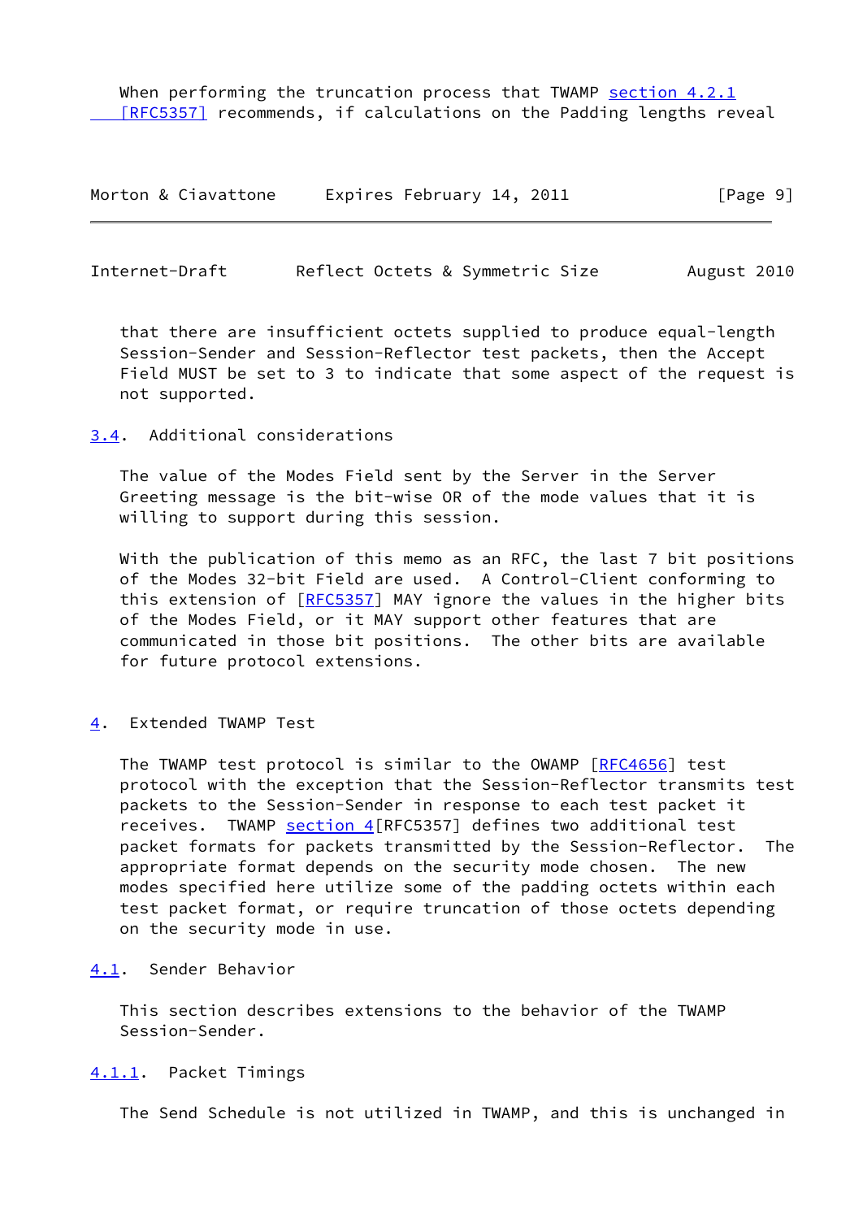When performing the truncation process that TWAMP section 4.2.1 [RFC5357] recommends, if calculations on the Padding lengths reveal that there are insufficient octets supplied to produce equal-length Session-Sender and Session-Reflector test packets, then the Accept Field MUST be set to 3 to indicate that some aspect of the request is not supported.

### 3.4. Additional considerations

The value of the Modes Field sent by the Server in the Server Greeting message is the bit-wise OR of the mode values that it is willing to support during this session.

With the publication of this memo as an RFC, the last 7 bit positions of the Modes 32-bit Field are used. A Control-Client conforming to this extension of [RFC5357] MAY ignore the values in the higher bits of the Modes Field, or it MAY support other features that are communicated in those bit positions. The other bits are available for future protocol extensions.

## 4. Extended TWAMP Test

The TWAMP test protocol is similar to the OWAMP [RFC4656] test protocol with the exception that the Session-Reflector transmits test packets to the Session-Sender in response to each test packet it receives. TWAMP section 4[RFC5357] defines two additional test packet formats for packets transmitted by the Session-Reflector. The appropriate format depends on the security mode chosen. The new modes specified here utilize some of the padding octets within each test packet format, or require truncation of those octets depending on the security mode in use.

### 4.1. Sender Behavior

This section describes extensions to the behavior of the TWAMP Session-Sender.

#### 4.1.1. Packet Timings

The Send Schedule is not utilized in TWAMP, and this is unchanged in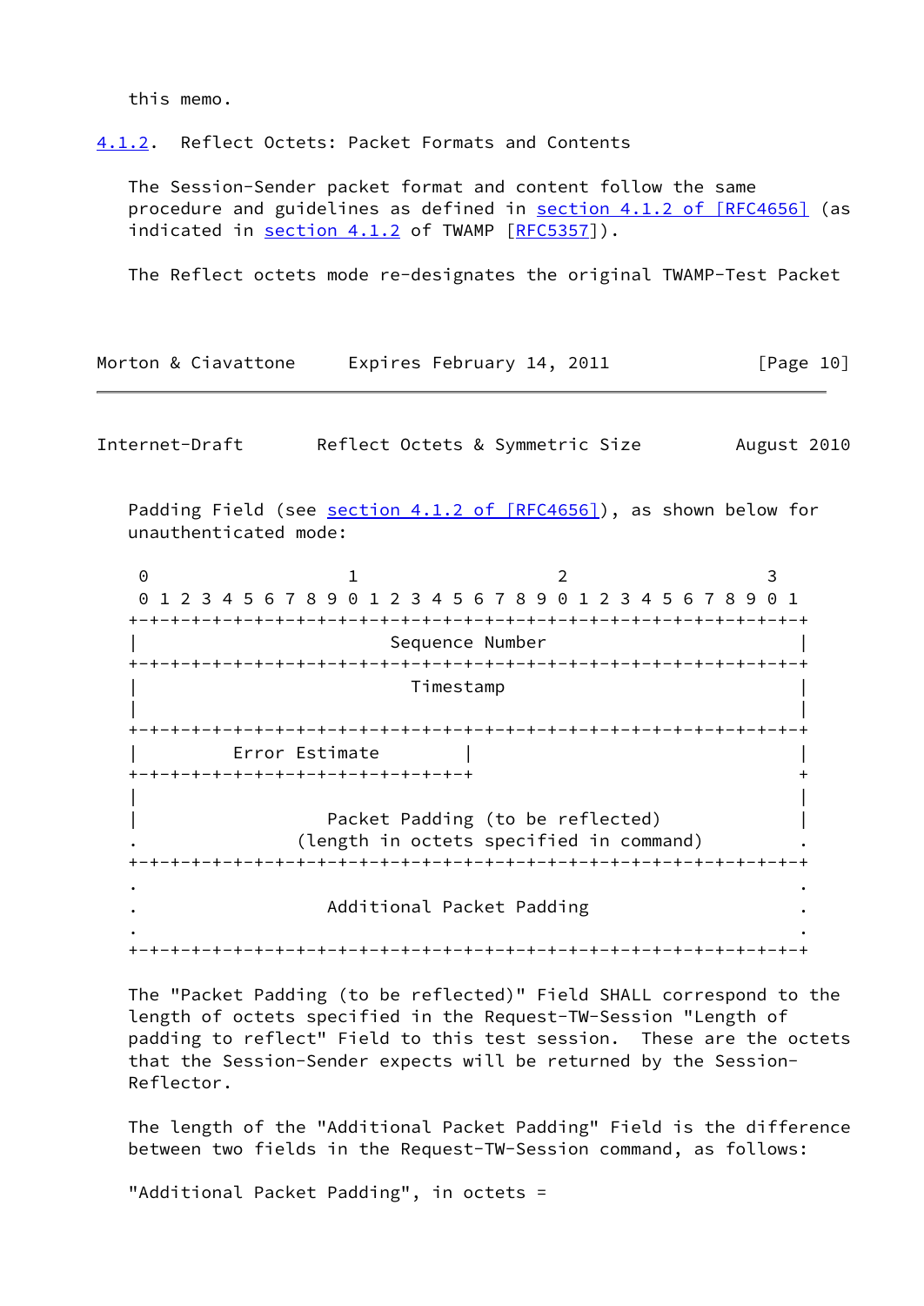this memo.

### 4.1.2. Reflect Octets: Packet Formats and Contents

The Session-Sender packet format and content follow the same procedure and guidelines as defined in section 4.1.2 of [RFC4656] (as indicated in section 4.1.2 of TWAMP [RFC5357]).

The Reflect octets mode re-designates the original TWAMP-Test Packet Padding Field (see section 4.1.2 of [RFC4656]), as shown below for unauthenticated mode:

```
 0                   1                   2                   3
 0 1 2 3 4 5 6 7 8 9 0 1 2 3 4 5 6 7 8 9 0 1 2 3 4 5 6 7 8 9 0 1
+-+-+-+-+-+-+-+-+-+-+-+-+-+-+-+-+-+-+-+-+-+-+-+-+-+-+-+-+-+-+-+-+
|                        Sequence Number                        |
+-+-+-+-+-+-+-+-+-+-+-+-+-+-+-+-+-+-+-+-+-+-+-+-+-+-+-+-+-+-+-+-+
|                          Timestamp                            |
|                                                               |
+-+-+-+-+-+-+-+-+-+-+-+-+-+-+-+-+-+-+-+-+-+-+-+-+-+-+-+-+-+-+-+-+
|         Error Estimate        |                               |
+-+-+-+-+-+-+-+-+-+-+-+-+-+-+-+-+                               +
|                                                               |
|                Packet Padding (to be reflected)               |
.             (length in octets specified in command)           .
+-+-+-+-+-+-+-+-+-+-+-+-+-+-+-+-+-+-+-+-+-+-+-+-+-+-+-+-+-+-+-+-+
.                                                               .
.                   Additional Packet Padding                   .
.                                                               .
+-+-+-+-+-+-+-+-+-+-+-+-+-+-+-+-+-+-+-+-+-+-+-+-+-+-+-+-+-+-+-+-+
```

The "Packet Padding (to be reflected)" Field SHALL correspond to the length of octets specified in the Request-TW-Session "Length of padding to reflect" Field to this test session. These are the octets that the Session-Sender expects will be returned by the Session-Reflector.

The length of the "Additional Packet Padding" Field is the difference between two fields in the Request-TW-Session command, as follows:

"Additional Packet Padding", in octets =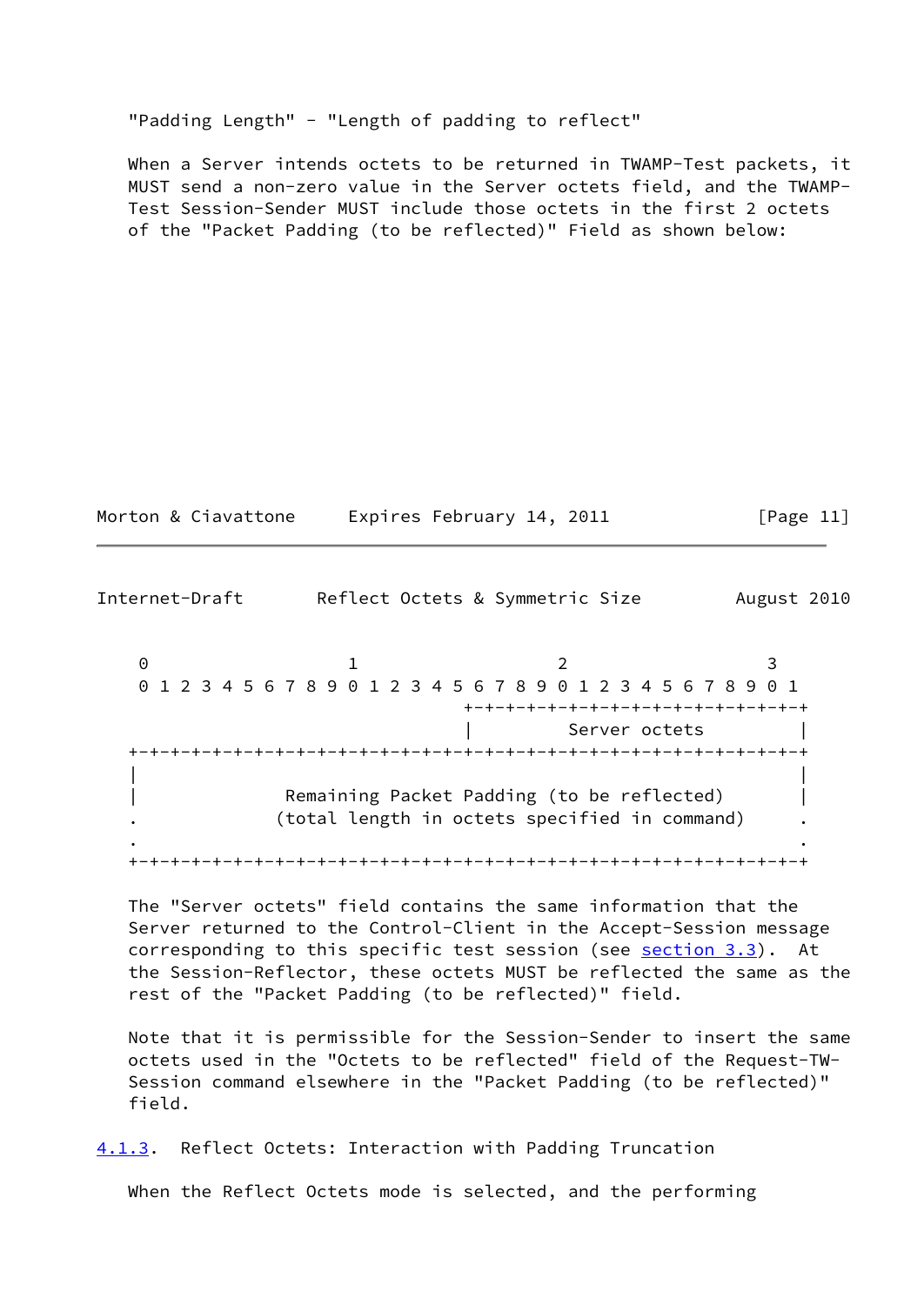"Padding Length" - "Length of padding to reflect"

When a Server intends octets to be returned in TWAMP-Test packets, it MUST send a non-zero value in the Server octets field, and the TWAMP-Test Session-Sender MUST include those octets in the first 2 octets of the "Packet Padding (to be reflected)" Field as shown below:

```
 0                   1                   2                   3
 0 1 2 3 4 5 6 7 8 9 0 1 2 3 4 5 6 7 8 9 0 1 2 3 4 5 6 7 8 9 0 1
                                +-+-+-+-+-+-+-+-+-+-+-+-+-+-+-+-+
                                |         Server octets         |
+-+-+-+-+-+-+-+-+-+-+-+-+-+-+-+-+-+-+-+-+-+-+-+-+-+-+-+-+-+-+-+-+
|                                                               |
|              Remaining Packet Padding (to be reflected)       |
.             (total length in octets specified in command)     .
.                                                               .
+-+-+-+-+-+-+-+-+-+-+-+-+-+-+-+-+-+-+-+-+-+-+-+-+-+-+-+-+-+-+-+-+
```

The "Server octets" field contains the same information that the Server returned to the Control-Client in the Accept-Session message corresponding to this specific test session (see section 3.3). At the Session-Reflector, these octets MUST be reflected the same as the rest of the "Packet Padding (to be reflected)" field.

Note that it is permissible for the Session-Sender to insert the same octets used in the "Octets to be reflected" field of the Request-TW-Session command elsewhere in the "Packet Padding (to be reflected)" field.

### 4.1.3. Reflect Octets: Interaction with Padding Truncation

When the Reflect Octets mode is selected, and the performing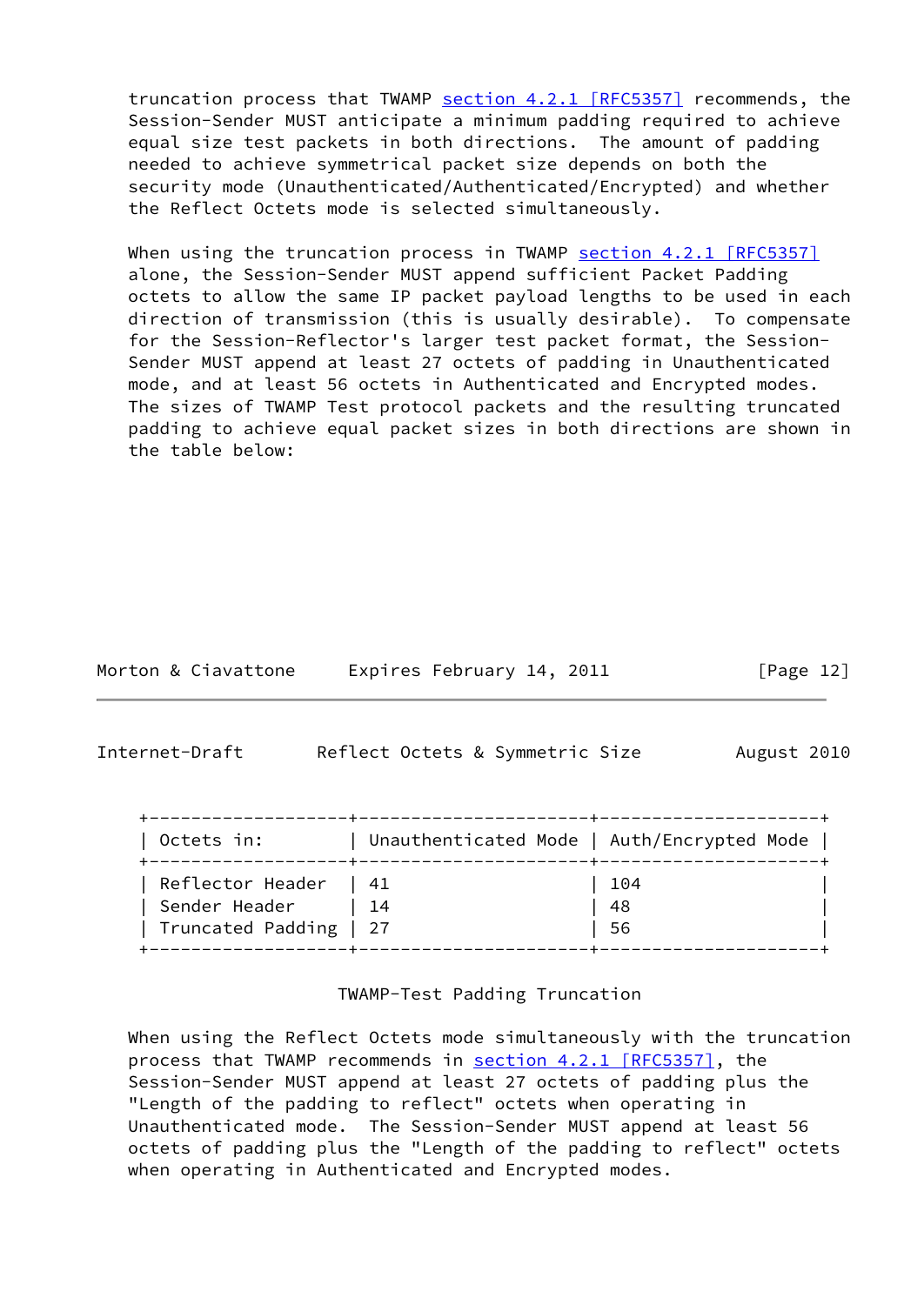truncation process that TWAMP section 4.2.1 [RFC5357] recommends, the Session-Sender MUST anticipate a minimum padding required to achieve equal size test packets in both directions. The amount of padding needed to achieve symmetrical packet size depends on both the security mode (Unauthenticated/Authenticated/Encrypted) and whether the Reflect Octets mode is selected simultaneously.

When using the truncation process in TWAMP section 4.2.1 [RFC5357] alone, the Session-Sender MUST append sufficient Packet Padding octets to allow the same IP packet payload lengths to be used in each direction of transmission (this is usually desirable). To compensate for the Session-Reflector's larger test packet format, the Session-Sender MUST append at least 27 octets of padding in Unauthenticated mode, and at least 56 octets in Authenticated and Encrypted modes. The sizes of TWAMP Test protocol packets and the resulting truncated padding to achieve equal packet sizes in both directions are shown in the table below:

| Octets in: | Unauthenticated Mode | Auth/Encrypted Mode |
|---|---|---|
| Reflector Header | 41 | 104 |
| Sender Header | 14 | 48 |
| Truncated Padding | 27 | 56 |

TWAMP-Test Padding Truncation

When using the Reflect Octets mode simultaneously with the truncation process that TWAMP recommends in section 4.2.1 [RFC5357], the Session-Sender MUST append at least 27 octets of padding plus the "Length of the padding to reflect" octets when operating in Unauthenticated mode. The Session-Sender MUST append at least 56 octets of padding plus the "Length of the padding to reflect" octets when operating in Authenticated and Encrypted modes.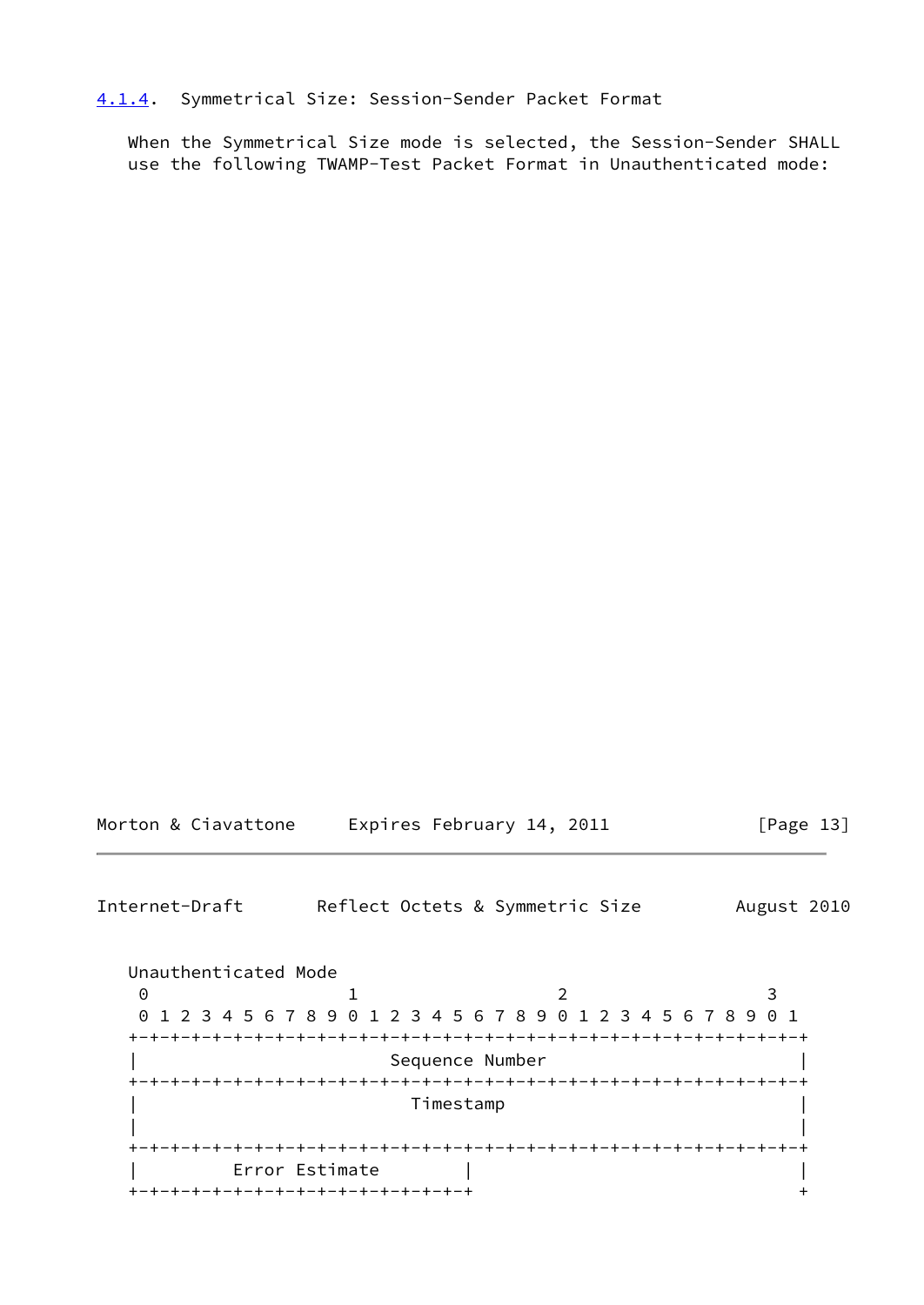### 4.1.4. Symmetrical Size: Session-Sender Packet Format

When the Symmetrical Size mode is selected, the Session-Sender SHALL use the following TWAMP-Test Packet Format in Unauthenticated mode:

```
Unauthenticated Mode
 0                   1                   2                   3
 0 1 2 3 4 5 6 7 8 9 0 1 2 3 4 5 6 7 8 9 0 1 2 3 4 5 6 7 8 9 0 1
+-+-+-+-+-+-+-+-+-+-+-+-+-+-+-+-+-+-+-+-+-+-+-+-+-+-+-+-+-+-+-+-+
|                        Sequence Number                        |
+-+-+-+-+-+-+-+-+-+-+-+-+-+-+-+-+-+-+-+-+-+-+-+-+-+-+-+-+-+-+-+-+
|                          Timestamp                            |
|                                                               |
+-+-+-+-+-+-+-+-+-+-+-+-+-+-+-+-+-+-+-+-+-+-+-+-+-+-+-+-+-+-+-+-+
|         Error Estimate        |                               |
+-+-+-+-+-+-+-+-+-+-+-+-+-+-+-+-+                               +
```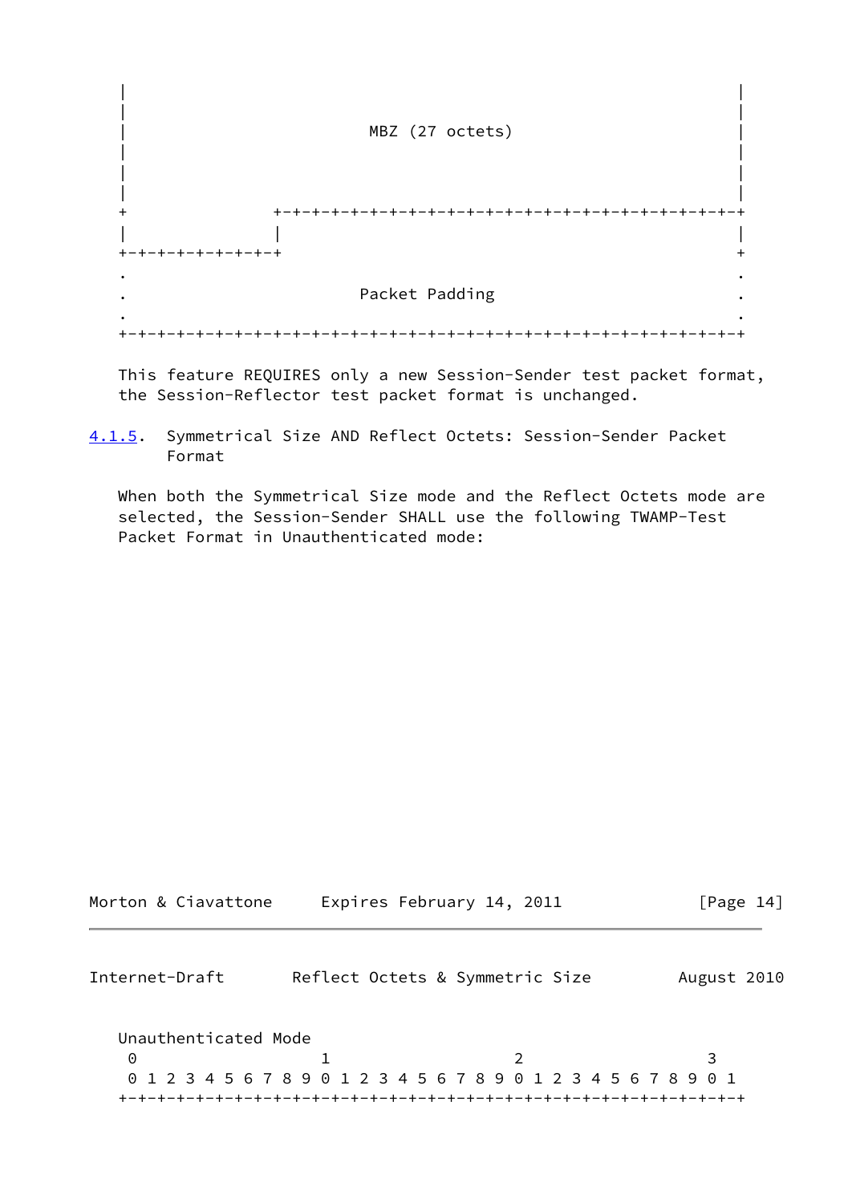```
|                                                               |
|                                                               |
|                        MBZ (27 octets)                        |
|                                                               |
|                                                               |
|                                                               |
+               +-+-+-+-+-+-+-+-+-+-+-+-+-+-+-+-+-+-+-+-+-+-+-+-+
|               |                                               |
+-+-+-+-+-+-+-+-+                                               +
.                                                               .
.                       Packet Padding                          .
.                                                               .
+-+-+-+-+-+-+-+-+-+-+-+-+-+-+-+-+-+-+-+-+-+-+-+-+-+-+-+-+-+-+-+-+
```

This feature REQUIRES only a new Session-Sender test packet format, the Session-Reflector test packet format is unchanged.

### 4.1.5. Symmetrical Size AND Reflect Octets: Session-Sender Packet Format

When both the Symmetrical Size mode and the Reflect Octets mode are selected, the Session-Sender SHALL use the following TWAMP-Test Packet Format in Unauthenticated mode:

Unauthenticated Mode

```
 0                   1                   2                   3
 0 1 2 3 4 5 6 7 8 9 0 1 2 3 4 5 6 7 8 9 0 1 2 3 4 5 6 7 8 9 0 1
+-+-+-+-+-+-+-+-+-+-+-+-+-+-+-+-+-+-+-+-+-+-+-+-+-+-+-+-+-+-+-+-+
```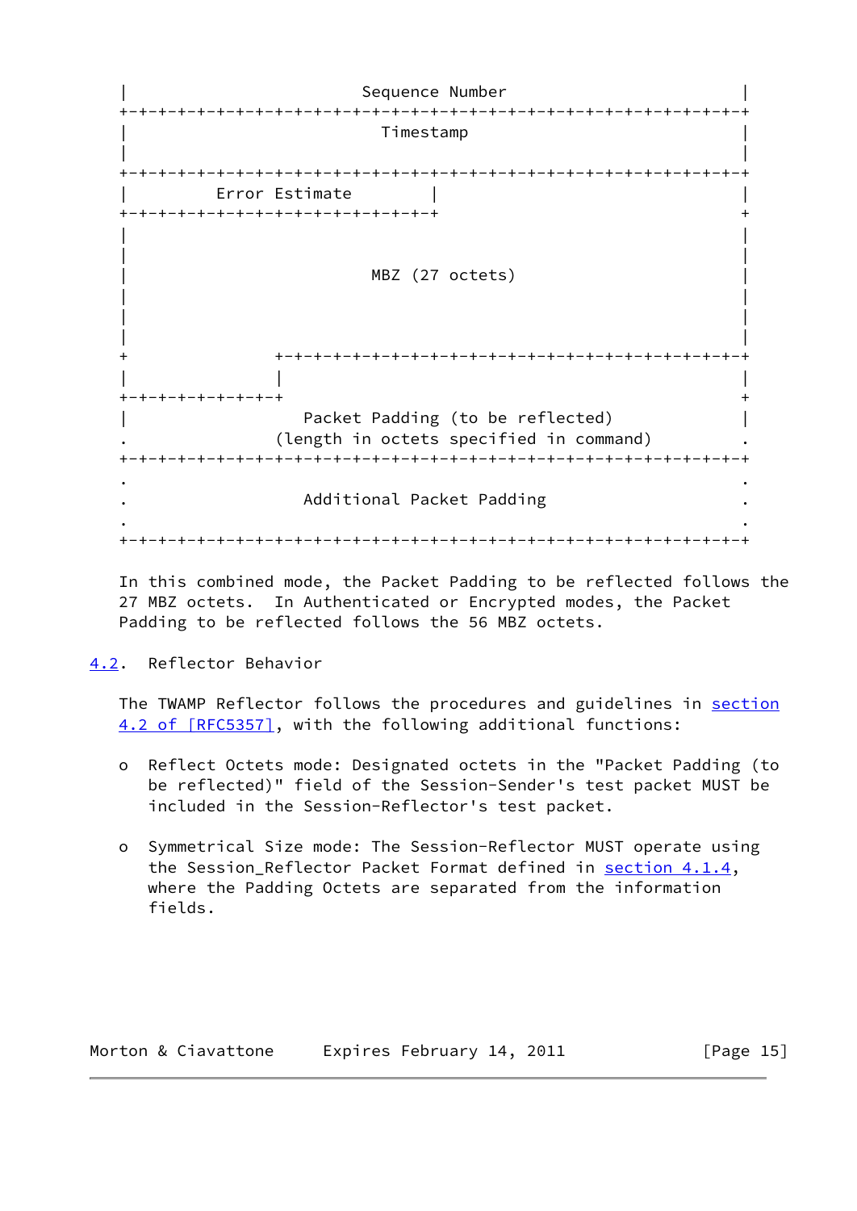```
|                        Sequence Number                        |
+-+-+-+-+-+-+-+-+-+-+-+-+-+-+-+-+-+-+-+-+-+-+-+-+-+-+-+-+-+-+-+-+
|                          Timestamp                            |
|                                                               |
+-+-+-+-+-+-+-+-+-+-+-+-+-+-+-+-+-+-+-+-+-+-+-+-+-+-+-+-+-+-+-+-+
|         Error Estimate        |                               |
+-+-+-+-+-+-+-+-+-+-+-+-+-+-+-+-+                               +
|                                                               |
|                                                               |
|                         MBZ (27 octets)                       |
|                                                               |
|                                                               |
|                                                               |
+               +-+-+-+-+-+-+-+-+-+-+-+-+-+-+-+-+-+-+-+-+-+-+-+-+
|               |                                               |
+-+-+-+-+-+-+-+-+                                               +
|                Packet Padding (to be reflected)               |
.              (length in octets specified in command)          .
+-+-+-+-+-+-+-+-+-+-+-+-+-+-+-+-+-+-+-+-+-+-+-+-+-+-+-+-+-+-+-+-+
.                                                               .
.                 Additional Packet Padding                     .
.                                                               .
+-+-+-+-+-+-+-+-+-+-+-+-+-+-+-+-+-+-+-+-+-+-+-+-+-+-+-+-+-+-+-+-+
```

In this combined mode, the Packet Padding to be reflected follows the 27 MBZ octets. In Authenticated or Encrypted modes, the Packet Padding to be reflected follows the 56 MBZ octets.

## 4.2. Reflector Behavior

The TWAMP Reflector follows the procedures and guidelines in section 4.2 of [RFC5357], with the following additional functions:

- Reflect Octets mode: Designated octets in the "Packet Padding (to be reflected)" field of the Session-Sender's test packet MUST be included in the Session-Reflector's test packet.

- Symmetrical Size mode: The Session-Reflector MUST operate using the Session_Reflector Packet Format defined in section 4.1.4, where the Padding Octets are separated from the information fields.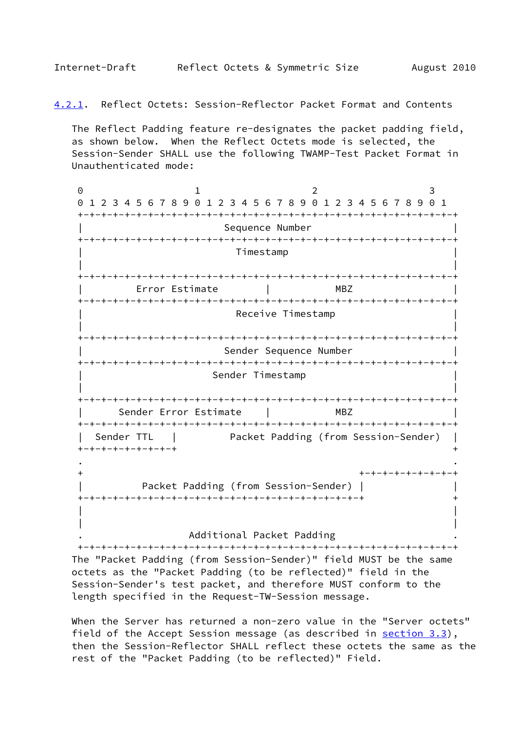### 4.2.1. Reflect Octets: Session-Reflector Packet Format and Contents

The Reflect Padding feature re-designates the packet padding field, as shown below. When the Reflect Octets mode is selected, the Session-Sender SHALL use the following TWAMP-Test Packet Format in Unauthenticated mode:

```
 0                   1                   2                   3
 0 1 2 3 4 5 6 7 8 9 0 1 2 3 4 5 6 7 8 9 0 1 2 3 4 5 6 7 8 9 0 1
+-+-+-+-+-+-+-+-+-+-+-+-+-+-+-+-+-+-+-+-+-+-+-+-+-+-+-+-+-+-+-+-+
|                        Sequence Number                        |
+-+-+-+-+-+-+-+-+-+-+-+-+-+-+-+-+-+-+-+-+-+-+-+-+-+-+-+-+-+-+-+-+
|                          Timestamp                            |
|                                                               |
+-+-+-+-+-+-+-+-+-+-+-+-+-+-+-+-+-+-+-+-+-+-+-+-+-+-+-+-+-+-+-+-+
|         Error Estimate        |           MBZ                 |
+-+-+-+-+-+-+-+-+-+-+-+-+-+-+-+-+-+-+-+-+-+-+-+-+-+-+-+-+-+-+-+-+
|                          Receive Timestamp                    |
|                                                               |
+-+-+-+-+-+-+-+-+-+-+-+-+-+-+-+-+-+-+-+-+-+-+-+-+-+-+-+-+-+-+-+-+
|                        Sender Sequence Number                 |
+-+-+-+-+-+-+-+-+-+-+-+-+-+-+-+-+-+-+-+-+-+-+-+-+-+-+-+-+-+-+-+-+
|                      Sender Timestamp                         |
|                                                               |
+-+-+-+-+-+-+-+-+-+-+-+-+-+-+-+-+-+-+-+-+-+-+-+-+-+-+-+-+-+-+-+-+
|      Sender Error Estimate    |           MBZ                 |
+-+-+-+-+-+-+-+-+-+-+-+-+-+-+-+-+-+-+-+-+-+-+-+-+-+-+-+-+-+-+-+-+
|  Sender TTL   |         Packet Padding (from Session-Sender)  |
+-+-+-+-+-+-+-+-+                                               +
.                                                               .
+                                               +-+-+-+-+-+-+-+-+
|          Packet Padding (from Session-Sender) |               |
+-+-+-+-+-+-+-+-+-+-+-+-+-+-+-+-+-+-+-+-+-+-+-+-+               +
|                                                               |
|                                                               |
.                  Additional Packet Padding                    .
+-+-+-+-+-+-+-+-+-+-+-+-+-+-+-+-+-+-+-+-+-+-+-+-+-+-+-+-+-+-+-+-+
```

The "Packet Padding (from Session-Sender)" field MUST be the same octets as the "Packet Padding (to be reflected)" field in the Session-Sender's test packet, and therefore MUST conform to the length specified in the Request-TW-Session message.

When the Server has returned a non-zero value in the "Server octets" field of the Accept Session message (as described in section 3.3), then the Session-Reflector SHALL reflect these octets the same as the rest of the "Packet Padding (to be reflected)" Field.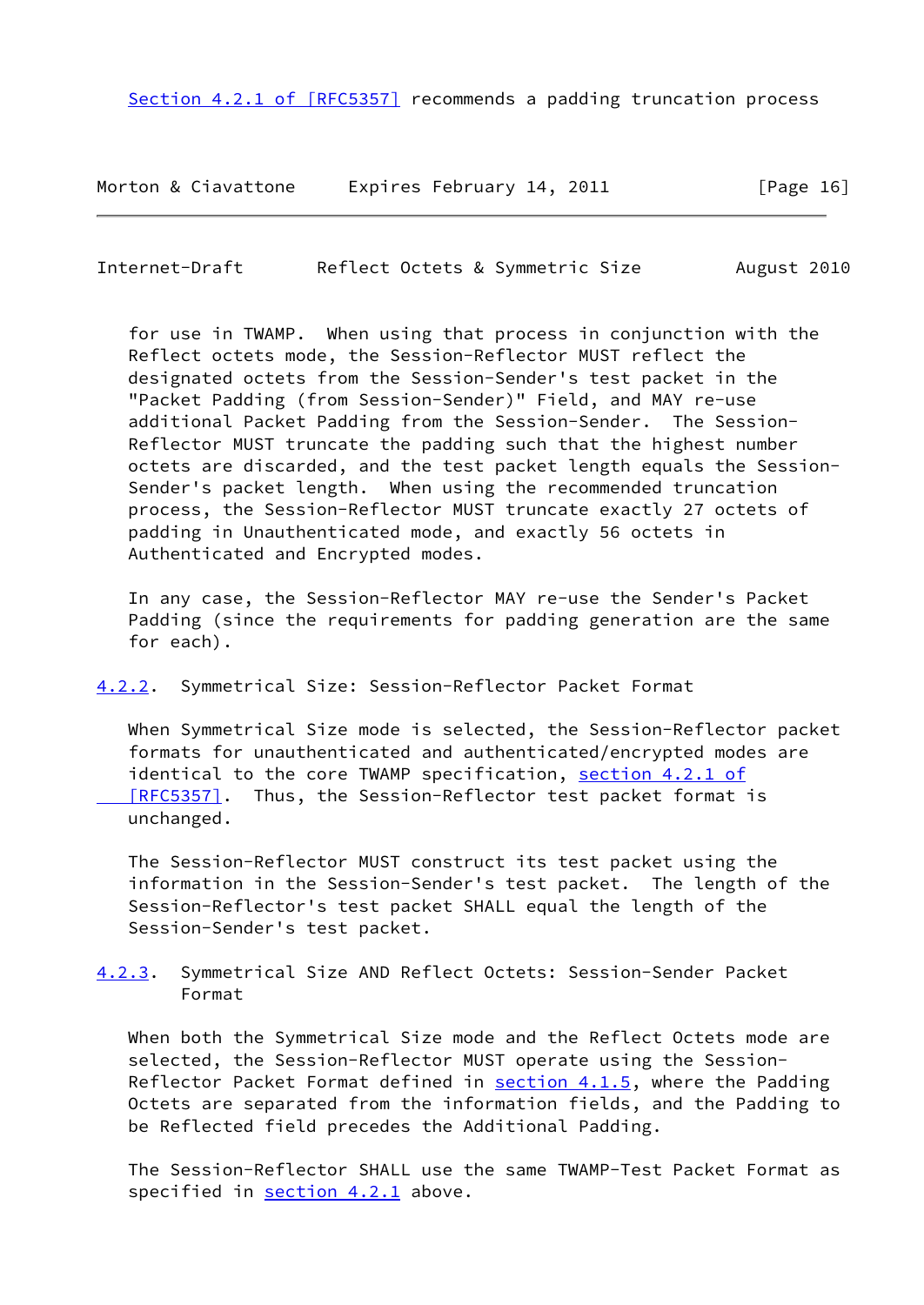Section 4.2.1 of [RFC5357] recommends a padding truncation process for use in TWAMP. When using that process in conjunction with the Reflect octets mode, the Session-Reflector MUST reflect the designated octets from the Session-Sender's test packet in the "Packet Padding (from Session-Sender)" Field, and MAY re-use additional Packet Padding from the Session-Sender. The Session-Reflector MUST truncate the padding such that the highest number octets are discarded, and the test packet length equals the Session-Sender's packet length. When using the recommended truncation process, the Session-Reflector MUST truncate exactly 27 octets of padding in Unauthenticated mode, and exactly 56 octets in Authenticated and Encrypted modes.

In any case, the Session-Reflector MAY re-use the Sender's Packet Padding (since the requirements for padding generation are the same for each).

### 4.2.2. Symmetrical Size: Session-Reflector Packet Format

When Symmetrical Size mode is selected, the Session-Reflector packet formats for unauthenticated and authenticated/encrypted modes are identical to the core TWAMP specification, section 4.2.1 of [RFC5357]. Thus, the Session-Reflector test packet format is unchanged.

The Session-Reflector MUST construct its test packet using the information in the Session-Sender's test packet. The length of the Session-Reflector's test packet SHALL equal the length of the Session-Sender's test packet.

### 4.2.3. Symmetrical Size AND Reflect Octets: Session-Sender Packet Format

When both the Symmetrical Size mode and the Reflect Octets mode are selected, the Session-Reflector MUST operate using the Session-Reflector Packet Format defined in section 4.1.5, where the Padding Octets are separated from the information fields, and the Padding to be Reflected field precedes the Additional Padding.

The Session-Reflector SHALL use the same TWAMP-Test Packet Format as specified in section 4.2.1 above.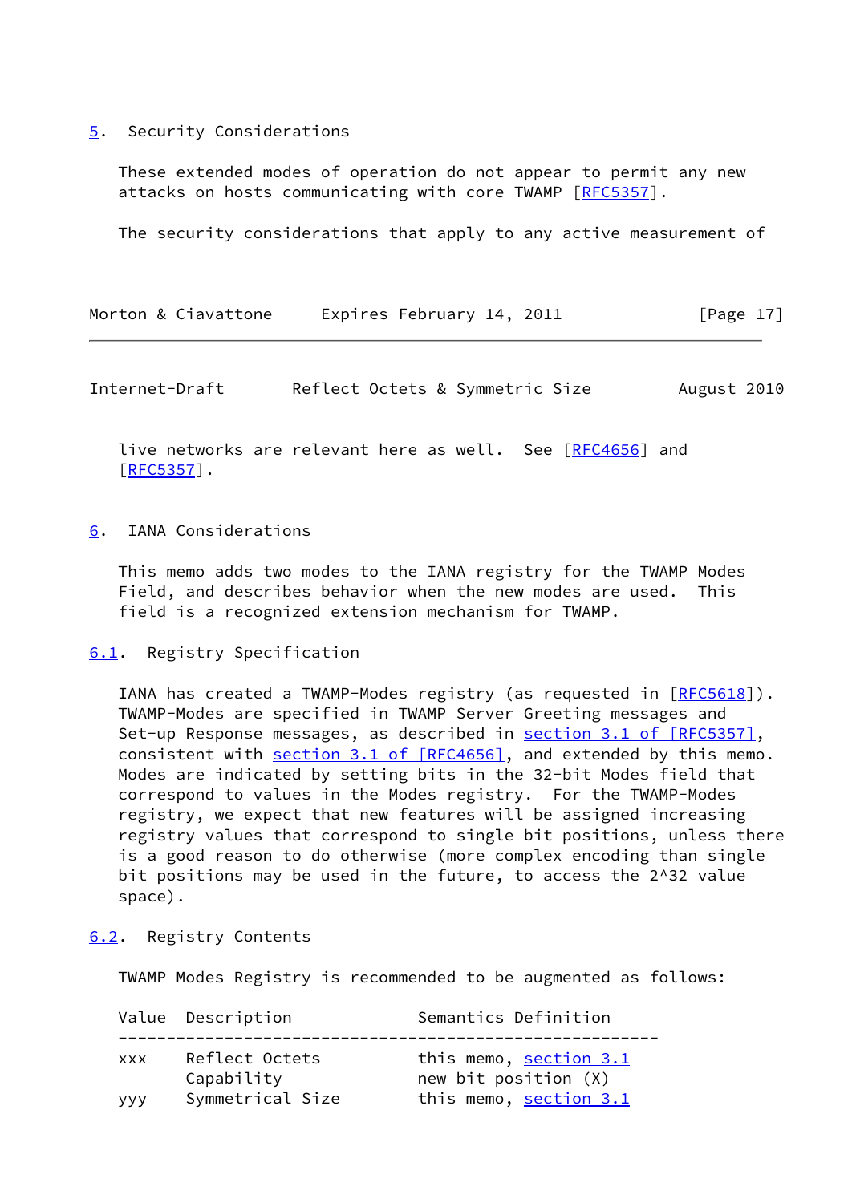## 5. Security Considerations

These extended modes of operation do not appear to permit any new attacks on hosts communicating with core TWAMP [RFC5357].

The security considerations that apply to any active measurement of live networks are relevant here as well. See [RFC4656] and [RFC5357].

## 6. IANA Considerations

This memo adds two modes to the IANA registry for the TWAMP Modes Field, and describes behavior when the new modes are used. This field is a recognized extension mechanism for TWAMP.

### 6.1. Registry Specification

IANA has created a TWAMP-Modes registry (as requested in [RFC5618]). TWAMP-Modes are specified in TWAMP Server Greeting messages and Set-up Response messages, as described in section 3.1 of [RFC5357], consistent with section 3.1 of [RFC4656], and extended by this memo. Modes are indicated by setting bits in the 32-bit Modes field that correspond to values in the Modes registry. For the TWAMP-Modes registry, we expect that new features will be assigned increasing registry values that correspond to single bit positions, unless there is a good reason to do otherwise (more complex encoding than single bit positions may be used in the future, to access the 2^32 value space).

### 6.2. Registry Contents

TWAMP Modes Registry is recommended to be augmented as follows:

| Value | Description | Semantics Definition |
|---|---|---|
| xxx | Reflect Octets Capability | this memo, section 3.1 new bit position (X) |
| yyy | Symmetrical Size | this memo, section 3.1 |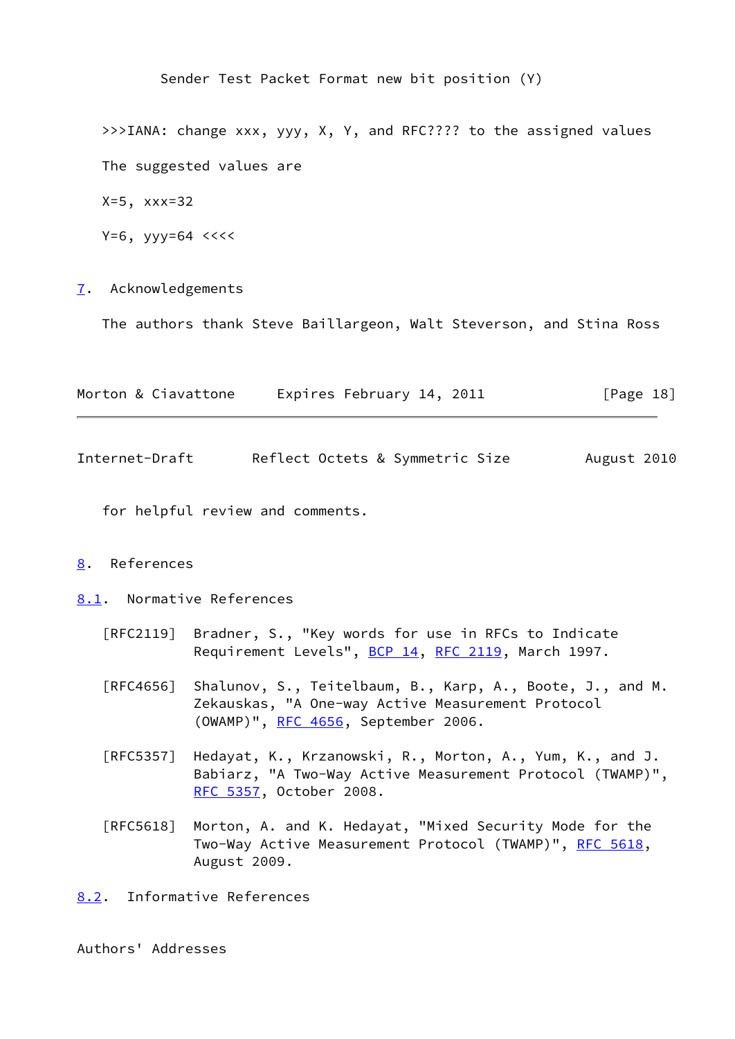Sender Test Packet Format new bit position (Y)

>>>IANA: change xxx, yyy, X, Y, and RFC???? to the assigned values

The suggested values are

X=5, xxx=32

Y=6, yyy=64 <<<<

## 7. Acknowledgements

The authors thank Steve Baillargeon, Walt Steverson, and Stina Ross for helpful review and comments.

## 8. References

### 8.1. Normative References

[RFC2119] Bradner, S., "Key words for use in RFCs to Indicate Requirement Levels", BCP 14, RFC 2119, March 1997.

[RFC4656] Shalunov, S., Teitelbaum, B., Karp, A., Boote, J., and M. Zekauskas, "A One-way Active Measurement Protocol (OWAMP)", RFC 4656, September 2006.

[RFC5357] Hedayat, K., Krzanowski, R., Morton, A., Yum, K., and J. Babiarz, "A Two-Way Active Measurement Protocol (TWAMP)", RFC 5357, October 2008.

[RFC5618] Morton, A. and K. Hedayat, "Mixed Security Mode for the Two-Way Active Measurement Protocol (TWAMP)", RFC 5618, August 2009.

### 8.2. Informative References

Authors' Addresses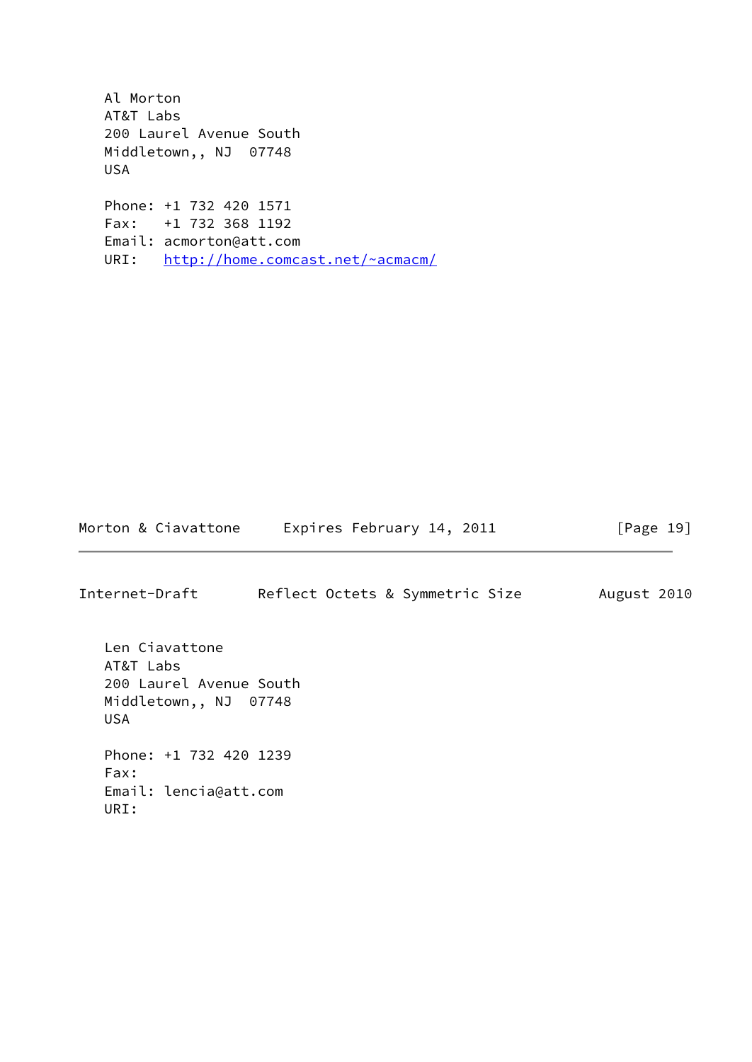Al Morton
AT&T Labs
200 Laurel Avenue South
Middletown,, NJ  07748
USA

Phone: +1 732 420 1571
Fax:   +1 732 368 1192
Email: acmorton@att.com
URI:   http://home.comcast.net/~acmacm/

Len Ciavattone
AT&T Labs
200 Laurel Avenue South
Middletown,, NJ  07748
USA

Phone: +1 732 420 1239
Fax:
Email: lencia@att.com
URI: